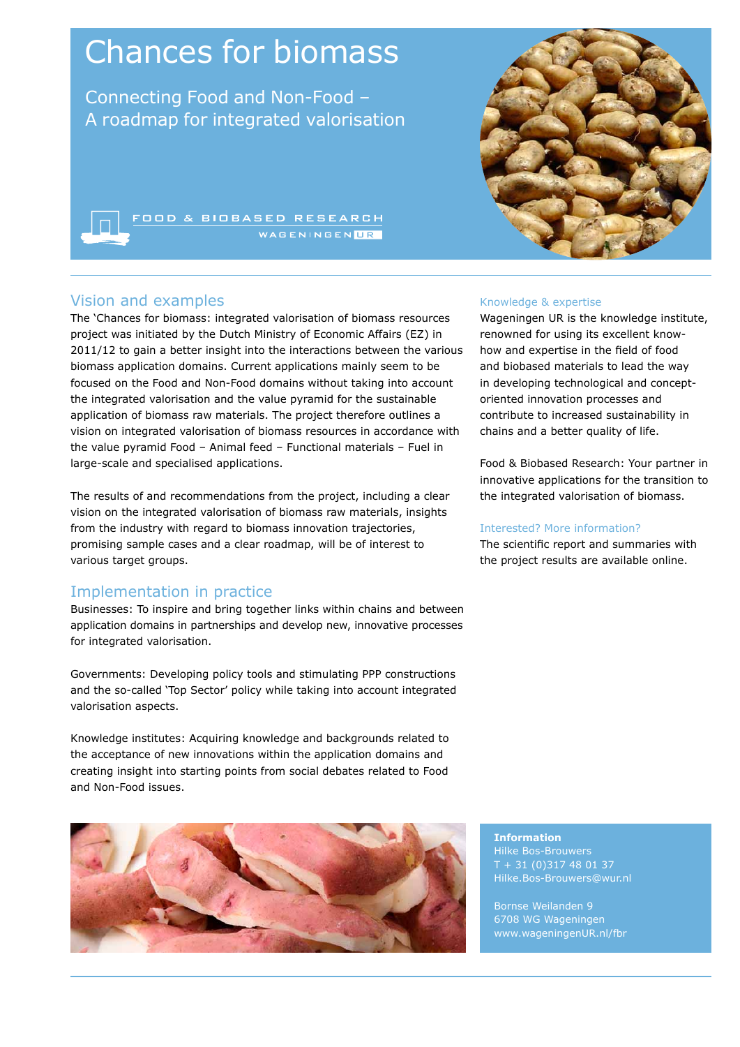# Chances for biomass

Connecting Food and Non-Food –
A roadmap for integrated valorisation

FOOD & BIOBASED RESEARCH
WAGENINGEN UR

## Vision and examples

The 'Chances for biomass: integrated valorisation of biomass resources project was initiated by the Dutch Ministry of Economic Affairs (EZ) in 2011/12 to gain a better insight into the interactions between the various biomass application domains. Current applications mainly seem to be focused on the Food and Non-Food domains without taking into account the integrated valorisation and the value pyramid for the sustainable application of biomass raw materials. The project therefore outlines a vision on integrated valorisation of biomass resources in accordance with the value pyramid Food – Animal feed – Functional materials – Fuel in large-scale and specialised applications.

The results of and recommendations from the project, including a clear vision on the integrated valorisation of biomass raw materials, insights from the industry with regard to biomass innovation trajectories, promising sample cases and a clear roadmap, will be of interest to various target groups.

## Implementation in practice

Businesses: To inspire and bring together links within chains and between application domains in partnerships and develop new, innovative processes for integrated valorisation.

Governments: Developing policy tools and stimulating PPP constructions and the so-called 'Top Sector' policy while taking into account integrated valorisation aspects.

Knowledge institutes: Acquiring knowledge and backgrounds related to the acceptance of new innovations within the application domains and creating insight into starting points from social debates related to Food and Non-Food issues.

### Knowledge & expertise

Wageningen UR is the knowledge institute, renowned for using its excellent know-how and expertise in the field of food and biobased materials to lead the way in developing technological and concept-oriented innovation processes and contribute to increased sustainability in chains and a better quality of life.

Food & Biobased Research: Your partner in innovative applications for the transition to the integrated valorisation of biomass.

### Interested? More information?

The scientific report and summaries with the project results are available online.

**Information**
Hilke Bos-Brouwers
T + 31 (0)317 48 01 37
Hilke.Bos-Brouwers@wur.nl

Bornse Weilanden 9
6708 WG Wageningen
www.wageningenUR.nl/fbr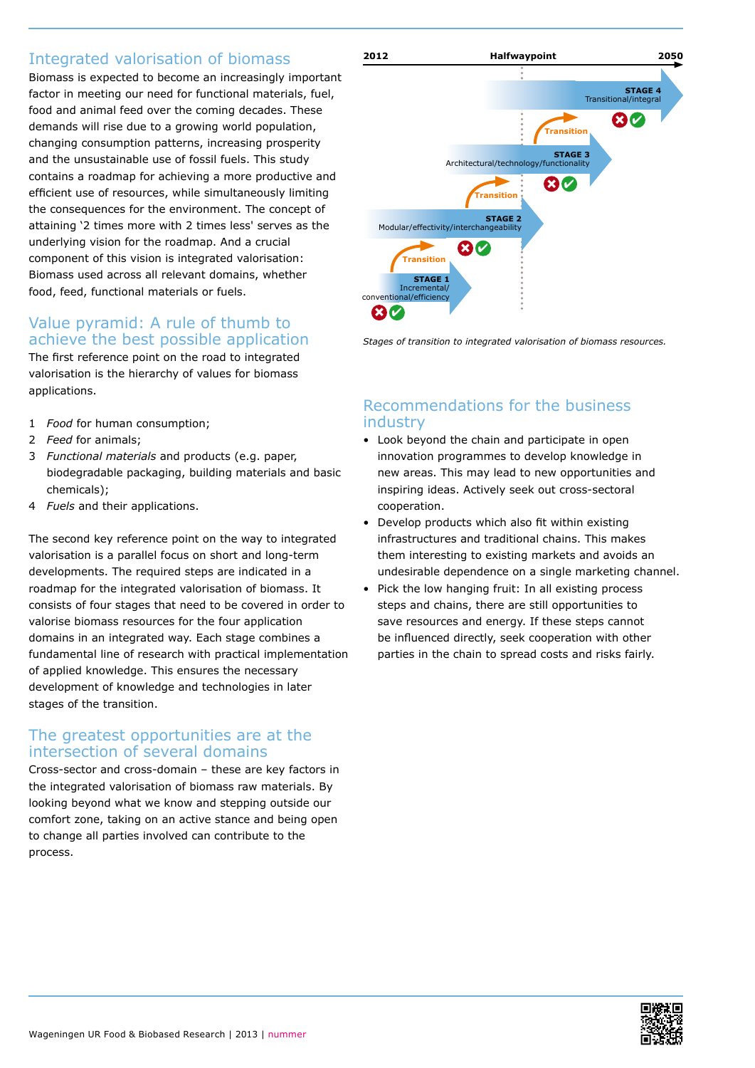## Integrated valorisation of biomass

Biomass is expected to become an increasingly important factor in meeting our need for functional materials, fuel, food and animal feed over the coming decades. These demands will rise due to a growing world population, changing consumption patterns, increasing prosperity and the unsustainable use of fossil fuels. This study contains a roadmap for achieving a more productive and efficient use of resources, while simultaneously limiting the consequences for the environment. The concept of attaining '2 times more with 2 times less' serves as the underlying vision for the roadmap. And a crucial component of this vision is integrated valorisation: Biomass used across all relevant domains, whether food, feed, functional materials or fuels.

## Value pyramid: A rule of thumb to achieve the best possible application

The first reference point on the road to integrated valorisation is the hierarchy of values for biomass applications.

1. *Food* for human consumption;
2. *Feed* for animals;
3. *Functional materials* and products (e.g. paper, biodegradable packaging, building materials and basic chemicals);
4. *Fuels* and their applications.

The second key reference point on the way to integrated valorisation is a parallel focus on short and long-term developments. The required steps are indicated in a roadmap for the integrated valorisation of biomass. It consists of four stages that need to be covered in order to valorise biomass resources for the four application domains in an integrated way. Each stage combines a fundamental line of research with practical implementation of applied knowledge. This ensures the necessary development of knowledge and technologies in later stages of the transition.

## The greatest opportunities are at the intersection of several domains

Cross-sector and cross-domain – these are key factors in the integrated valorisation of biomass raw materials. By looking beyond what we know and stepping outside our comfort zone, taking on an active stance and being open to change all parties involved can contribute to the process.

2012
Halfwaypoint
2050
STAGE 4
Transitional/integral
Transition
STAGE 3
Architectural/technology/functionality
Transition
STAGE 2
Modular/effectivity/interchangeability
Transition
STAGE 1
Incremental/conventional/efficiency

*Stages of transition to integrated valorisation of biomass resources.*

## Recommendations for the business industry

- Look beyond the chain and participate in open innovation programmes to develop knowledge in new areas. This may lead to new opportunities and inspiring ideas. Actively seek out cross-sectoral cooperation.
- Develop products which also fit within existing infrastructures and traditional chains. This makes them interesting to existing markets and avoids an undesirable dependence on a single marketing channel.
- Pick the low hanging fruit: In all existing process steps and chains, there are still opportunities to save resources and energy. If these steps cannot be influenced directly, seek cooperation with other parties in the chain to spread costs and risks fairly.